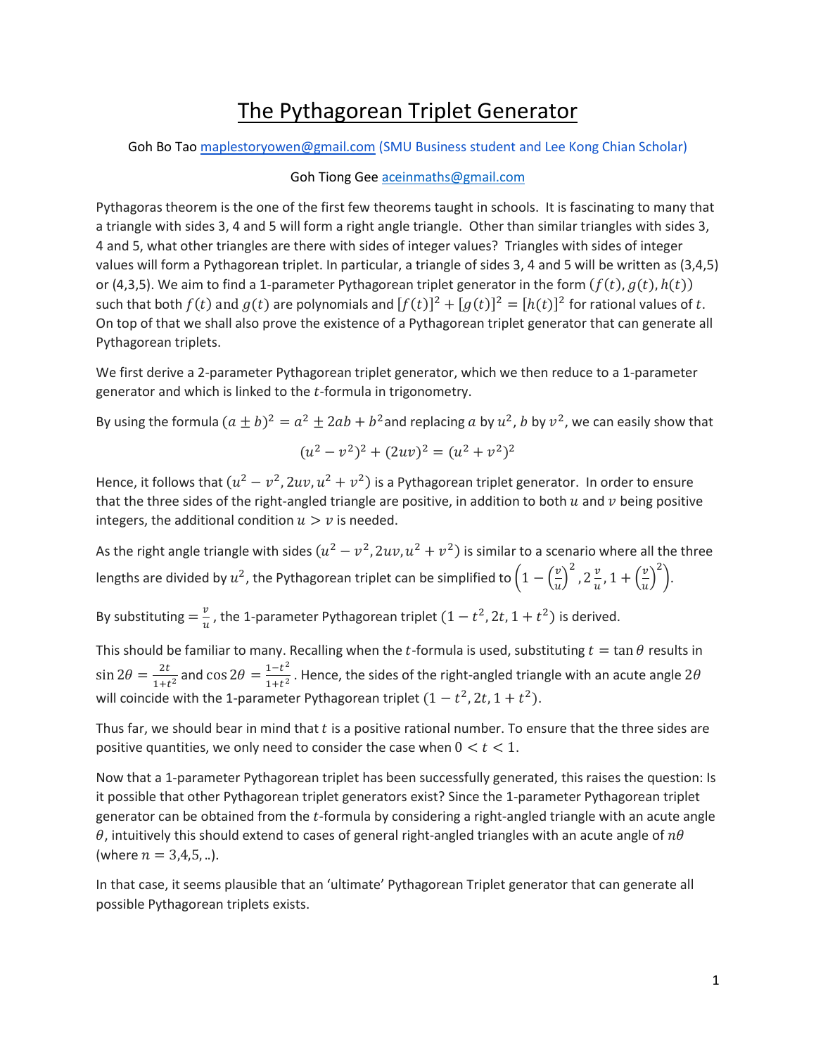# The Pythagorean Triplet Generator

Goh Bo Tao maplestoryowen@gmail.com (SMU Business student and Lee Kong Chian Scholar)

Goh Tiong Gee aceinmaths@gmail.com

Pythagoras theorem is the one of the first few theorems taught in schools. It is fascinating to many that a triangle with sides 3, 4 and 5 will form a right angle triangle. Other than similar triangles with sides 3, 4 and 5, what other triangles are there with sides of integer values? Triangles with sides of integer values will form a Pythagorean triplet. In particular, a triangle of sides 3, 4 and 5 will be written as (3,4,5) or (4,3,5). We aim to find a 1-parameter Pythagorean triplet generator in the form $(f(t), g(t), h(t))$ such that both $f(t)$ and $g(t)$ are polynomials and $[f(t)]^2 + [g(t)]^2 = [h(t)]^2$ for rational values of $t$. On top of that we shall also prove the existence of a Pythagorean triplet generator that can generate all Pythagorean triplets.

We first derive a 2-parameter Pythagorean triplet generator, which we then reduce to a 1-parameter generator and which is linked to the $t$-formula in trigonometry.

By using the formula $(a \pm b)^2 = a^2 \pm 2ab + b^2$ and replacing $a$ by $u^2$, $b$ by $v^2$, we can easily show that

$$(u^2 - v^2)^2 + (2uv)^2 = (u^2 + v^2)^2$$

Hence, it follows that $(u^2 - v^2, 2uv, u^2 + v^2)$ is a Pythagorean triplet generator. In order to ensure that the three sides of the right-angled triangle are positive, in addition to both $u$ and $v$ being positive integers, the additional condition $u > v$ is needed.

As the right angle triangle with sides $(u^2 - v^2, 2uv, u^2 + v^2)$ is similar to a scenario where all the three lengths are divided by $u^2$, the Pythagorean triplet can be simplified to $\left(1 - \left(\frac{v}{u}\right)^2, 2\frac{v}{u}, 1 + \left(\frac{v}{u}\right)^2\right)$.

By substituting $= \frac{v}{u}$, the 1-parameter Pythagorean triplet $(1 - t^2, 2t, 1 + t^2)$ is derived.

This should be familiar to many. Recalling when the $t$-formula is used, substituting $t = \tan\theta$ results in $\sin 2\theta = \frac{2t}{1+t^2}$ and $\cos 2\theta = \frac{1-t^2}{1+t^2}$. Hence, the sides of the right-angled triangle with an acute angle $2\theta$ will coincide with the 1-parameter Pythagorean triplet $(1 - t^2, 2t, 1 + t^2)$.

Thus far, we should bear in mind that $t$ is a positive rational number. To ensure that the three sides are positive quantities, we only need to consider the case when $0 < t < 1$.

Now that a 1-parameter Pythagorean triplet has been successfully generated, this raises the question: Is it possible that other Pythagorean triplet generators exist? Since the 1-parameter Pythagorean triplet generator can be obtained from the $t$-formula by considering a right-angled triangle with an acute angle $\theta$, intuitively this should extend to cases of general right-angled triangles with an acute angle of $n\theta$ (where $n = 3,4,5, ..$).

In that case, it seems plausible that an 'ultimate' Pythagorean Triplet generator that can generate all possible Pythagorean triplets exists.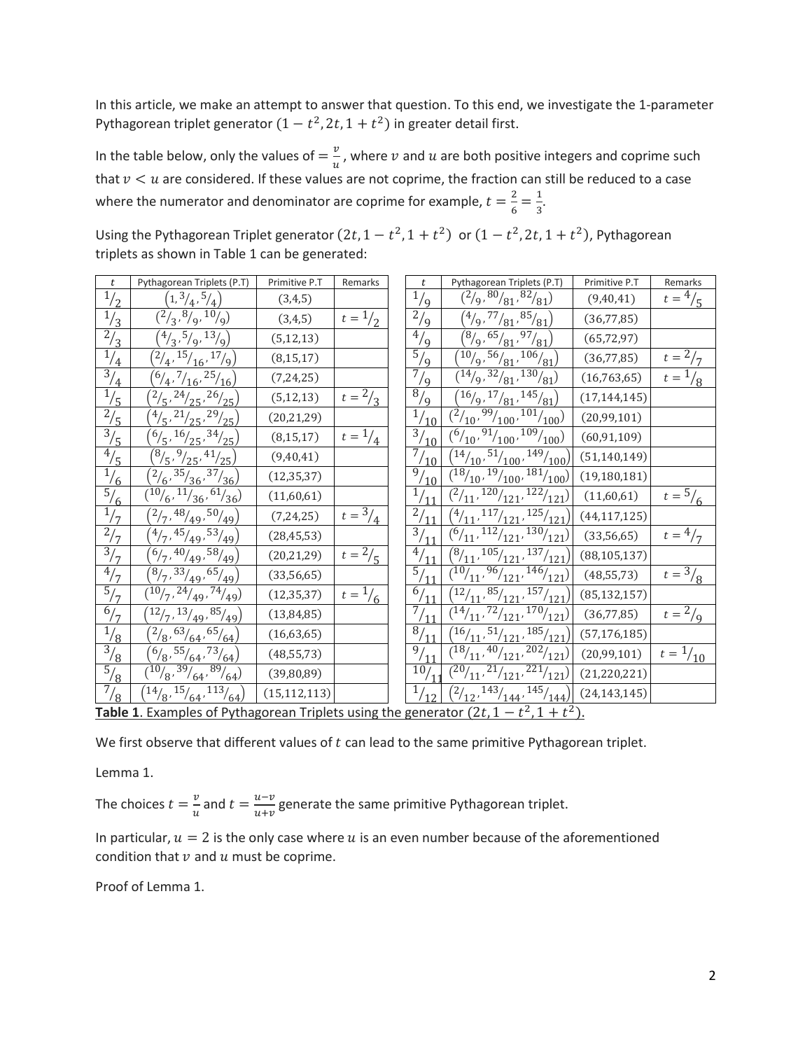In this article, we make an attempt to answer that question. To this end, we investigate the 1-parameter Pythagorean triplet generator $(1-t^2, 2t, 1+t^2)$ in greater detail first.

In the table below, only the values of $=\frac{v}{u}$, where $v$ and $u$ are both positive integers and coprime such that $v<u$ are considered. If these values are not coprime, the fraction can still be reduced to a case where the numerator and denominator are coprime for example, $t=\frac{2}{6}=\frac{1}{3}$.

Using the Pythagorean Triplet generator $(2t, 1-t^2, 1+t^2)$ or $(1-t^2, 2t, 1+t^2)$, Pythagorean triplets as shown in Table 1 can be generated:

| $t$ | Pythagorean Triplets (P.T) | Primitive P.T | Remarks | $t$ | Pythagorean Triplets (P.T) | Primitive P.T | Remarks |
|---|---|---|---|---|---|---|---|
| $1/2$ | $(1, 3/4, 5/4)$ | (3,4,5) | | $1/9$ | $(2/9, 80/81, 82/81)$ | (9,40,41) | $t=4/5$ |
| $1/3$ | $(2/3, 8/9, 10/9)$ | (3,4,5) | $t=1/2$ | $2/9$ | $(4/9, 77/81, 85/81)$ | (36,77,85) | |
| $2/3$ | $(4/3, 5/9, 13/9)$ | (5,12,13) | | $4/9$ | $(8/9, 65/81, 97/81)$ | (65,72,97) | |
| $1/4$ | $(2/4, 15/16, 17/9)$ | (8,15,17) | | $5/9$ | $(10/9, 56/81, 106/81)$ | (36,77,85) | $t=2/7$ |
| $3/4$ | $(6/4, 7/16, 25/16)$ | (7,24,25) | | $7/9$ | $(14/9, 32/81, 130/81)$ | (16,763,65) | $t=1/8$ |
| $1/5$ | $(2/5, 24/25, 26/25)$ | (5,12,13) | $t=2/3$ | $8/9$ | $(16/9, 17/81, 145/81)$ | (17,144,145) | |
| $2/5$ | $(4/5, 21/25, 29/25)$ | (20,21,29) | | $1/10$ | $(2/10, 99/100, 101/100)$ | (20,99,101) | |
| $3/5$ | $(6/5, 16/25, 34/25)$ | (8,15,17) | $t=1/4$ | $3/10$ | $(6/10, 91/100, 109/100)$ | (60,91,109) | |
| $4/5$ | $(8/5, 9/25, 41/25)$ | (9,40,41) | | $7/10$ | $(14/10, 51/100, 149/100)$ | (51,140,149) | |
| $1/6$ | $(2/6, 35/36, 37/36)$ | (12,35,37) | | $9/10$ | $(18/10, 19/100, 181/100)$ | (19,180,181) | |
| $5/6$ | $(10/6, 11/36, 61/36)$ | (11,60,61) | | $1/11$ | $(2/11, 120/121, 122/121)$ | (11,60,61) | $t=5/6$ |
| $1/7$ | $(2/7, 48/49, 50/49)$ | (7,24,25) | $t=3/4$ | $2/11$ | $(4/11, 117/121, 125/121)$ | (44,117,125) | |
| $2/7$ | $(4/7, 45/49, 53/49)$ | (28,45,53) | | $3/11$ | $(6/11, 112/121, 130/121)$ | (33,56,65) | $t=4/7$ |
| $3/7$ | $(6/7, 40/49, 58/49)$ | (20,21,29) | $t=2/5$ | $4/11$ | $(8/11, 105/121, 137/121)$ | (88,105,137) | |
| $4/7$ | $(8/7, 33/49, 65/49)$ | (33,56,65) | | $5/11$ | $(10/11, 96/121, 146/121)$ | (48,55,73) | $t=3/8$ |
| $5/7$ | $(10/7, 24/49, 74/49)$ | (12,35,37) | $t=1/6$ | $6/11$ | $(12/11, 85/121, 157/121)$ | (85,132,157) | |
| $6/7$ | $(12/7, 13/49, 85/49)$ | (13,84,85) | | $7/11$ | $(14/11, 72/121, 170/121)$ | (36,77,85) | $t=2/9$ |
| $1/8$ | $(2/8, 63/64, 65/64)$ | (16,63,65) | | $8/11$ | $(16/11, 51/121, 185/121)$ | (57,176,185) | |
| $3/8$ | $(6/8, 55/64, 73/64)$ | (48,55,73) | | $9/11$ | $(18/11, 40/121, 202/121)$ | (20,99,101) | $t=1/10$ |
| $5/8$ | $(10/8, 39/64, 89/64)$ | (39,80,89) | | $10/11$ | $(20/11, 21/121, 221/121)$ | (21,220,221) | |
| $7/8$ | $(14/8, 15/64, 113/64)$ | (15,112,113) | | $1/12$ | $(2/12, 143/144, 145/144)$ | (24,143,145) | |

**Table 1**. Examples of Pythagorean Triplets using the generator $(2t, 1-t^2, 1+t^2)$.

We first observe that different values of $t$ can lead to the same primitive Pythagorean triplet.

Lemma 1.

The choices $t=\frac{v}{u}$ and $t=\frac{u-v}{u+v}$ generate the same primitive Pythagorean triplet.

In particular, $u=2$ is the only case where $u$ is an even number because of the aforementioned condition that $v$ and $u$ must be coprime.

Proof of Lemma 1.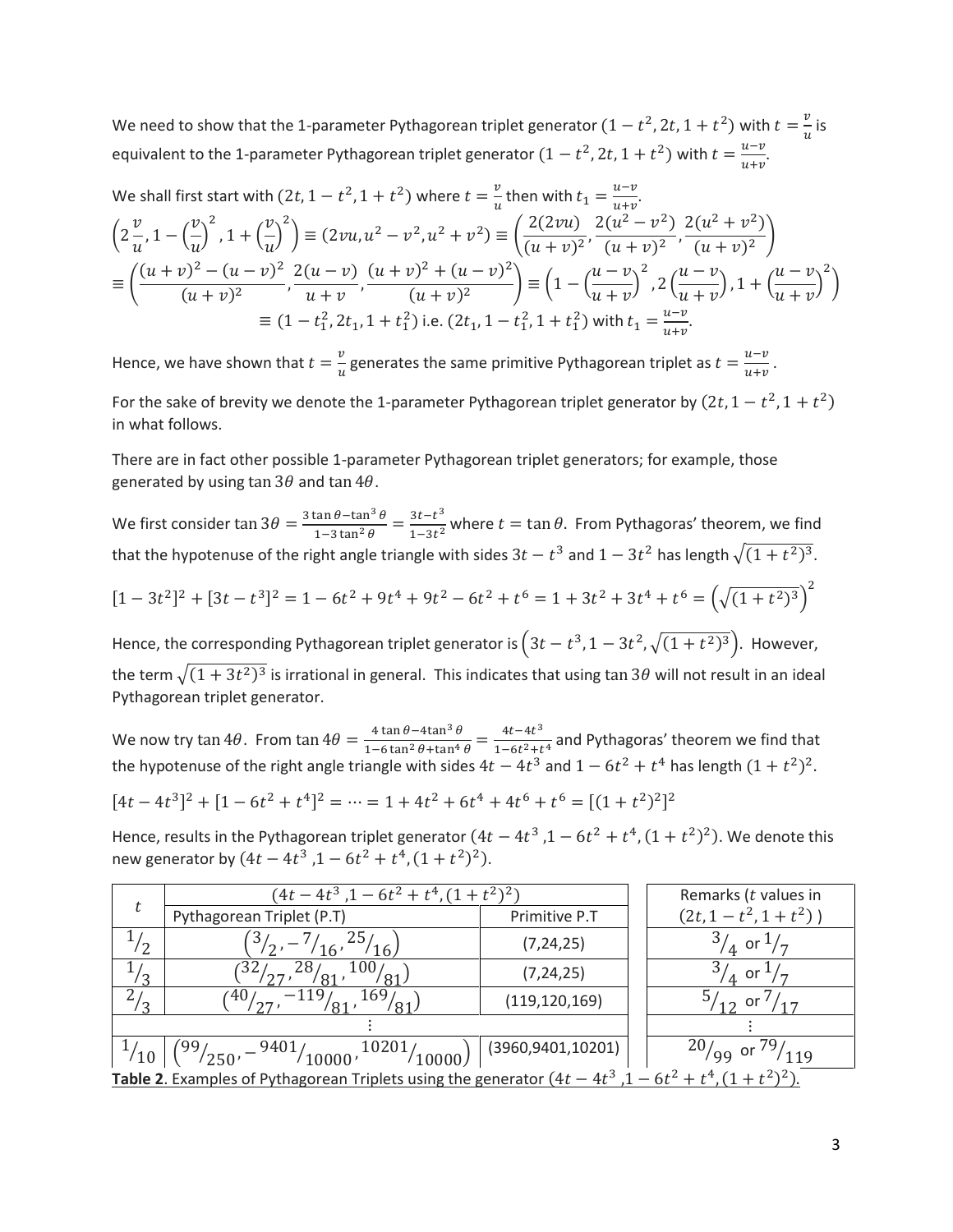We need to show that the 1-parameter Pythagorean triplet generator $(1-t^2, 2t, 1+t^2)$ with $t = \frac{v}{u}$ is equivalent to the 1-parameter Pythagorean triplet generator $(1-t^2, 2t, 1+t^2)$ with $t = \frac{u-v}{u+v}$.

We shall first start with $(2t, 1-t^2, 1+t^2)$ where $t = \frac{v}{u}$ then with $t_1 = \frac{u-v}{u+v}$.

$$\left(2\frac{v}{u}, 1-\left(\frac{v}{u}\right)^2, 1+\left(\frac{v}{u}\right)^2\right) \equiv (2vu, u^2-v^2, u^2+v^2) \equiv \left(\frac{2(2vu)}{(u+v)^2}, \frac{2(u^2-v^2)}{(u+v)^2}, \frac{2(u^2+v^2)}{(u+v)^2}\right)$$

$$\equiv \left(\frac{(u+v)^2-(u-v)^2}{(u+v)^2}, \frac{2(u-v)}{u+v}, \frac{(u+v)^2+(u-v)^2}{(u+v)^2}\right) \equiv \left(1-\left(\frac{u-v}{u+v}\right)^2, 2\left(\frac{u-v}{u+v}\right), 1+\left(\frac{u-v}{u+v}\right)^2\right)$$

$$\equiv (1-t_1^2, 2t_1, 1+t_1^2) \text{ i.e. } (2t_1, 1-t_1^2, 1+t_1^2) \text{ with } t_1 = \tfrac{u-v}{u+v}.$$

Hence, we have shown that $t = \frac{v}{u}$ generates the same primitive Pythagorean triplet as $t = \frac{u-v}{u+v}$.

For the sake of brevity we denote the 1-parameter Pythagorean triplet generator by $(2t, 1-t^2, 1+t^2)$ in what follows.

There are in fact other possible 1-parameter Pythagorean triplet generators; for example, those generated by using $\tan 3\theta$ and $\tan 4\theta$.

We first consider $\tan 3\theta = \frac{3\tan\theta - \tan^3\theta}{1-3\tan^2\theta} = \frac{3t-t^3}{1-3t^2}$ where $t = \tan\theta$. From Pythagoras' theorem, we find that the hypotenuse of the right angle triangle with sides $3t-t^3$ and $1-3t^2$ has length $\sqrt{(1+t^2)^3}$.

$$[1-3t^2]^2 + [3t-t^3]^2 = 1-6t^2+9t^4+9t^2-6t^2+t^6 = 1+3t^2+3t^4+t^6 = \left(\sqrt{(1+t^2)^3}\right)^2$$

Hence, the corresponding Pythagorean triplet generator is $\left(3t-t^3, 1-3t^2, \sqrt{(1+t^2)^3}\right)$. However, the term $\sqrt{(1+3t^2)^3}$ is irrational in general. This indicates that using $\tan 3\theta$ will not result in an ideal Pythagorean triplet generator.

We now try $\tan 4\theta$. From $\tan 4\theta = \frac{4\tan\theta - 4\tan^3\theta}{1-6\tan^2\theta+\tan^4\theta} = \frac{4t-4t^3}{1-6t^2+t^4}$ and Pythagoras' theorem we find that the hypotenuse of the right angle triangle with sides $4t-4t^3$ and $1-6t^2+t^4$ has length $(1+t^2)^2$.

$$[4t-4t^3]^2 + [1-6t^2+t^4]^2 = \cdots = 1+4t^2+6t^4+4t^6+t^6 = [(1+t^2)^2]^2$$

Hence, results in the Pythagorean triplet generator $(4t-4t^3, 1-6t^2+t^4, (1+t^2)^2)$. We denote this new generator by $(4t-4t^3, 1-6t^2+t^4, (1+t^2)^2)$.

| $t$ | $(4t-4t^3, 1-6t^2+t^4, (1+t^2)^2)$ | | Remarks ($t$ values in $(2t, 1-t^2, 1+t^2)$ ) |
|---|---|---|---|
| | Pythagorean Triplet (P.T) | Primitive P.T | |
| $1/2$ | $\left(3/2, -7/16, 25/16\right)$ | (7,24,25) | $3/4$ or $1/7$ |
| $1/3$ | $\left(32/27, 28/81, 100/81\right)$ | (7,24,25) | $3/4$ or $1/7$ |
| $2/3$ | $\left(40/27, -119/81, 169/81\right)$ | (119,120,169) | $5/12$ or $7/17$ |
| ⋮ | | | ⋮ |
| $1/10$ | $\left(99/250, -9401/10000, 10201/10000\right)$ | (3960,9401,10201) | $20/99$ or $79/119$ |

**Table 2**. Examples of Pythagorean Triplets using the generator $(4t-4t^3, 1-6t^2+t^4, (1+t^2)^2)$.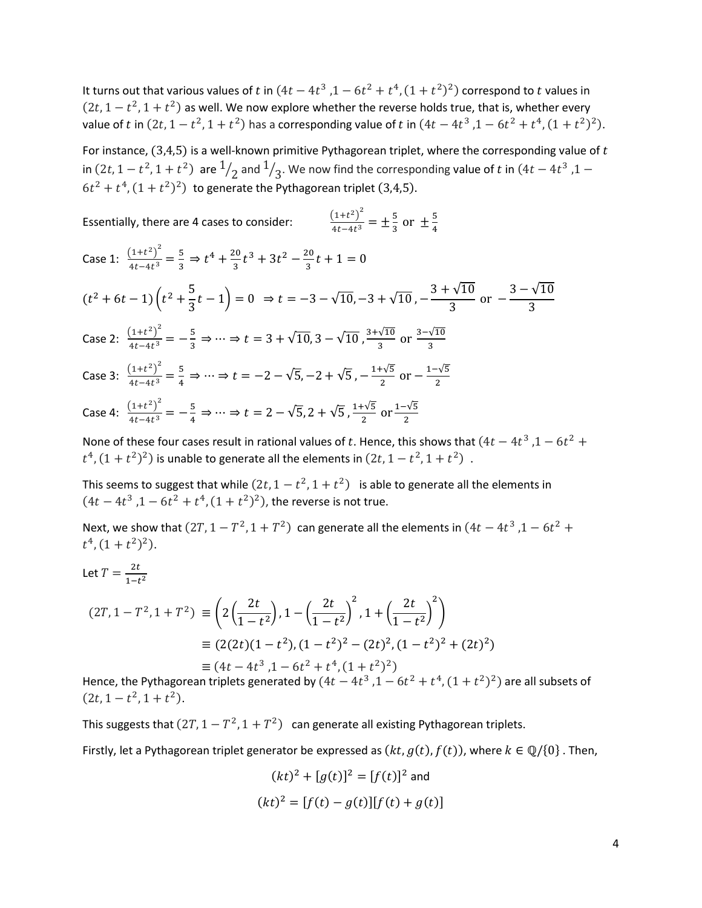It turns out that various values of $t$ in $(4t-4t^3, 1-6t^2+t^4, (1+t^2)^2)$ correspond to $t$ values in $(2t, 1-t^2, 1+t^2)$ as well. We now explore whether the reverse holds true, that is, whether every value of $t$ in $(2t, 1-t^2, 1+t^2)$ has a corresponding value of $t$ in $(4t-4t^3, 1-6t^2+t^4, (1+t^2)^2)$.

For instance, $(3,4,5)$ is a well-known primitive Pythagorean triplet, where the corresponding value of $t$ in $(2t, 1-t^2, 1+t^2)$ are $1/_2$ and $1/_3$. We now find the corresponding value of $t$ in $(4t-4t^3, 1-6t^2+t^4, (1+t^2)^2)$ to generate the Pythagorean triplet $(3,4,5)$.

Essentially, there are 4 cases to consider: $\quad \frac{(1+t^2)^2}{4t-4t^3} = \pm\frac{5}{3} \text{ or } \pm\frac{5}{4}$

Case 1: $\frac{(1+t^2)^2}{4t-4t^3} = \frac{5}{3} \Rightarrow t^4 + \frac{20}{3}t^3 + 3t^2 - \frac{20}{3}t + 1 = 0$

$$(t^2+6t-1)\left(t^2+\frac{5}{3}t-1\right) = 0 \;\Rightarrow t = -3-\sqrt{10}, -3+\sqrt{10}, -\frac{3+\sqrt{10}}{3} \text{ or } -\frac{3-\sqrt{10}}{3}$$

Case 2: $\frac{(1+t^2)^2}{4t-4t^3} = -\frac{5}{3} \Rightarrow \cdots \Rightarrow t = 3+\sqrt{10}, 3-\sqrt{10}, \frac{3+\sqrt{10}}{3} \text{ or } \frac{3-\sqrt{10}}{3}$

Case 3: $\frac{(1+t^2)^2}{4t-4t^3} = \frac{5}{4} \Rightarrow \cdots \Rightarrow t = -2-\sqrt{5}, -2+\sqrt{5}, -\frac{1+\sqrt{5}}{2} \text{ or } -\frac{1-\sqrt{5}}{2}$

Case 4: $\frac{(1+t^2)^2}{4t-4t^3} = -\frac{5}{4} \Rightarrow \cdots \Rightarrow t = 2-\sqrt{5}, 2+\sqrt{5}, \frac{1+\sqrt{5}}{2} \text{ or } \frac{1-\sqrt{5}}{2}$

None of these four cases result in rational values of $t$. Hence, this shows that $(4t-4t^3, 1-6t^2+t^4, (1+t^2)^2)$ is unable to generate all the elements in $(2t, 1-t^2, 1+t^2)$ .

This seems to suggest that while $(2t, 1-t^2, 1+t^2)$ is able to generate all the elements in $(4t-4t^3, 1-6t^2+t^4, (1+t^2)^2)$, the reverse is not true.

Next, we show that $(2T, 1-T^2, 1+T^2)$ can generate all the elements in $(4t-4t^3, 1-6t^2+t^4, (1+t^2)^2)$.

Let $T = \frac{2t}{1-t^2}$

$$\begin{aligned}(2T, 1-T^2, 1+T^2) &\equiv \left(2\left(\frac{2t}{1-t^2}\right), 1-\left(\frac{2t}{1-t^2}\right)^2, 1+\left(\frac{2t}{1-t^2}\right)^2\right) \\ &\equiv (2(2t)(1-t^2), (1-t^2)^2-(2t)^2, (1-t^2)^2+(2t)^2) \\ &\equiv (4t-4t^3, 1-6t^2+t^4, (1+t^2)^2)\end{aligned}$$

Hence, the Pythagorean triplets generated by $(4t-4t^3, 1-6t^2+t^4, (1+t^2)^2)$ are all subsets of $(2t, 1-t^2, 1+t^2)$.

This suggests that $(2T, 1-T^2, 1+T^2)$ can generate all existing Pythagorean triplets.

Firstly, let a Pythagorean triplet generator be expressed as $(kt, g(t), f(t))$, where $k \in \mathbb{Q}/\{0\}$ . Then,

$$(kt)^2 + [g(t)]^2 = [f(t)]^2 \text{ and}$$

$$(kt)^2 = [f(t) - g(t)][f(t) + g(t)]$$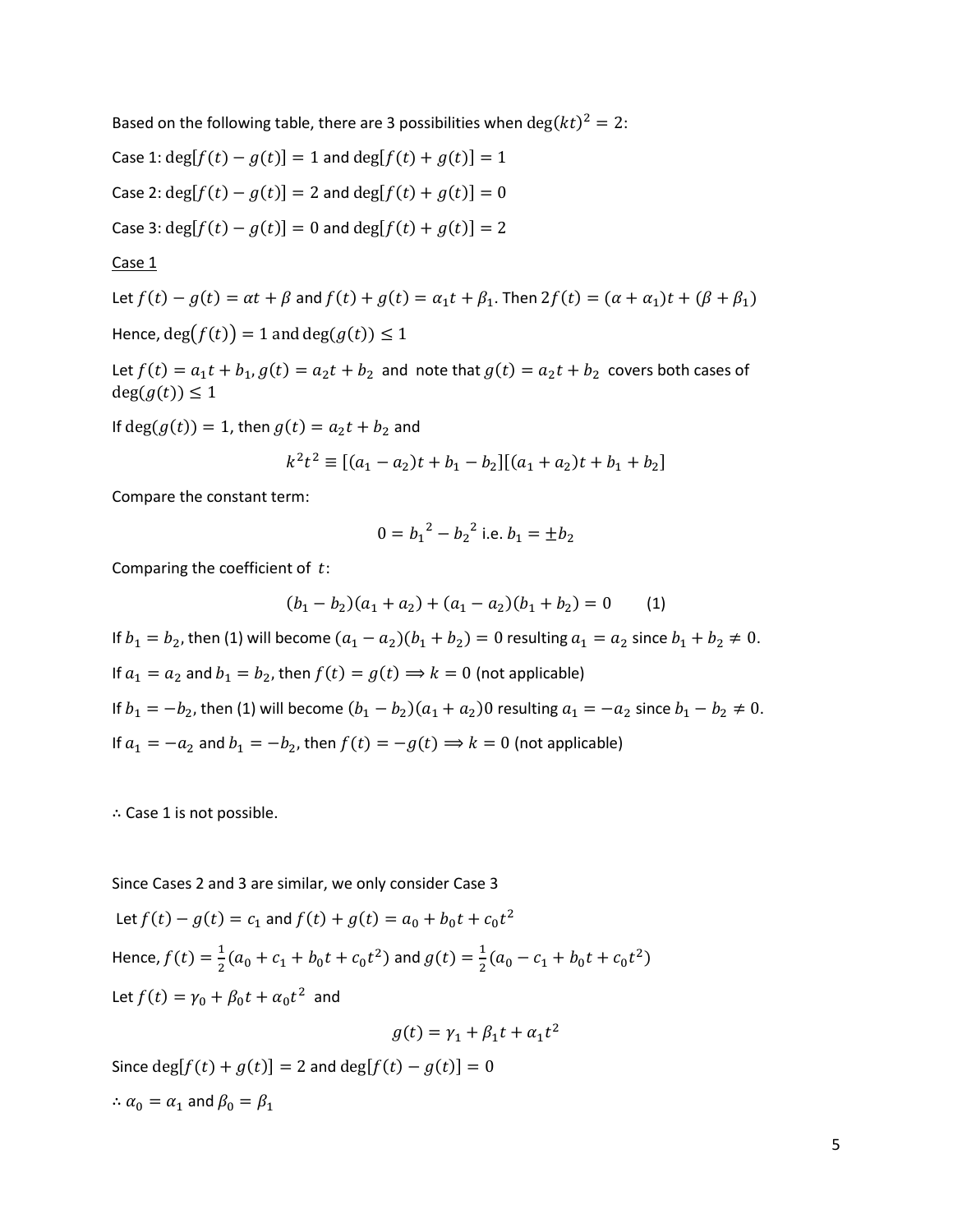Based on the following table, there are 3 possibilities when $\deg(kt)^2 = 2$:

Case 1: $\deg[f(t) - g(t)] = 1$ and $\deg[f(t) + g(t)] = 1$

Case 2: $\deg[f(t) - g(t)] = 2$ and $\deg[f(t) + g(t)] = 0$

Case 3: $\deg[f(t) - g(t)] = 0$ and $\deg[f(t) + g(t)] = 2$

Case 1

Let $f(t) - g(t) = \alpha t + \beta$ and $f(t) + g(t) = \alpha_1 t + \beta_1$. Then $2f(t) = (\alpha + \alpha_1)t + (\beta + \beta_1)$

Hence, $\deg(f(t)) = 1$ and $\deg(g(t)) \leq 1$

Let $f(t) = a_1 t + b_1, g(t) = a_2 t + b_2$ and note that $g(t) = a_2 t + b_2$ covers both cases of $\deg(g(t)) \leq 1$

If $\deg(g(t)) = 1$, then $g(t) = a_2 t + b_2$ and

$$k^2 t^2 \equiv [(a_1 - a_2)t + b_1 - b_2][(a_1 + a_2)t + b_1 + b_2]$$

Compare the constant term:

$$0 = {b_1}^2 - {b_2}^2 \text{ i.e. } b_1 = \pm b_2$$

Comparing the coefficient of $t$:

$$(b_1 - b_2)(a_1 + a_2) + (a_1 - a_2)(b_1 + b_2) = 0 \qquad (1)$$

If $b_1 = b_2$, then (1) will become $(a_1 - a_2)(b_1 + b_2) = 0$ resulting $a_1 = a_2$ since $b_1 + b_2 \neq 0$.

If $a_1 = a_2$ and $b_1 = b_2$, then $f(t) = g(t) \Rightarrow k = 0$ (not applicable)

If $b_1 = -b_2$, then (1) will become $(b_1 - b_2)(a_1 + a_2)0$ resulting $a_1 = -a_2$ since $b_1 - b_2 \neq 0$.

If $a_1 = -a_2$ and $b_1 = -b_2$, then $f(t) = -g(t) \Rightarrow k = 0$ (not applicable)

$\therefore$ Case 1 is not possible.

Since Cases 2 and 3 are similar, we only consider Case 3

Let $f(t) - g(t) = c_1$ and $f(t) + g(t) = a_0 + b_0 t + c_0 t^2$

Hence, $f(t) = \frac{1}{2}(a_0 + c_1 + b_0 t + c_0 t^2)$ and $g(t) = \frac{1}{2}(a_0 - c_1 + b_0 t + c_0 t^2)$

Let $f(t) = \gamma_0 + \beta_0 t + \alpha_0 t^2$ and

$$g(t) = \gamma_1 + \beta_1 t + \alpha_1 t^2$$

Since $\deg[f(t) + g(t)] = 2$ and $\deg[f(t) - g(t)] = 0$

$\therefore \alpha_0 = \alpha_1$ and $\beta_0 = \beta_1$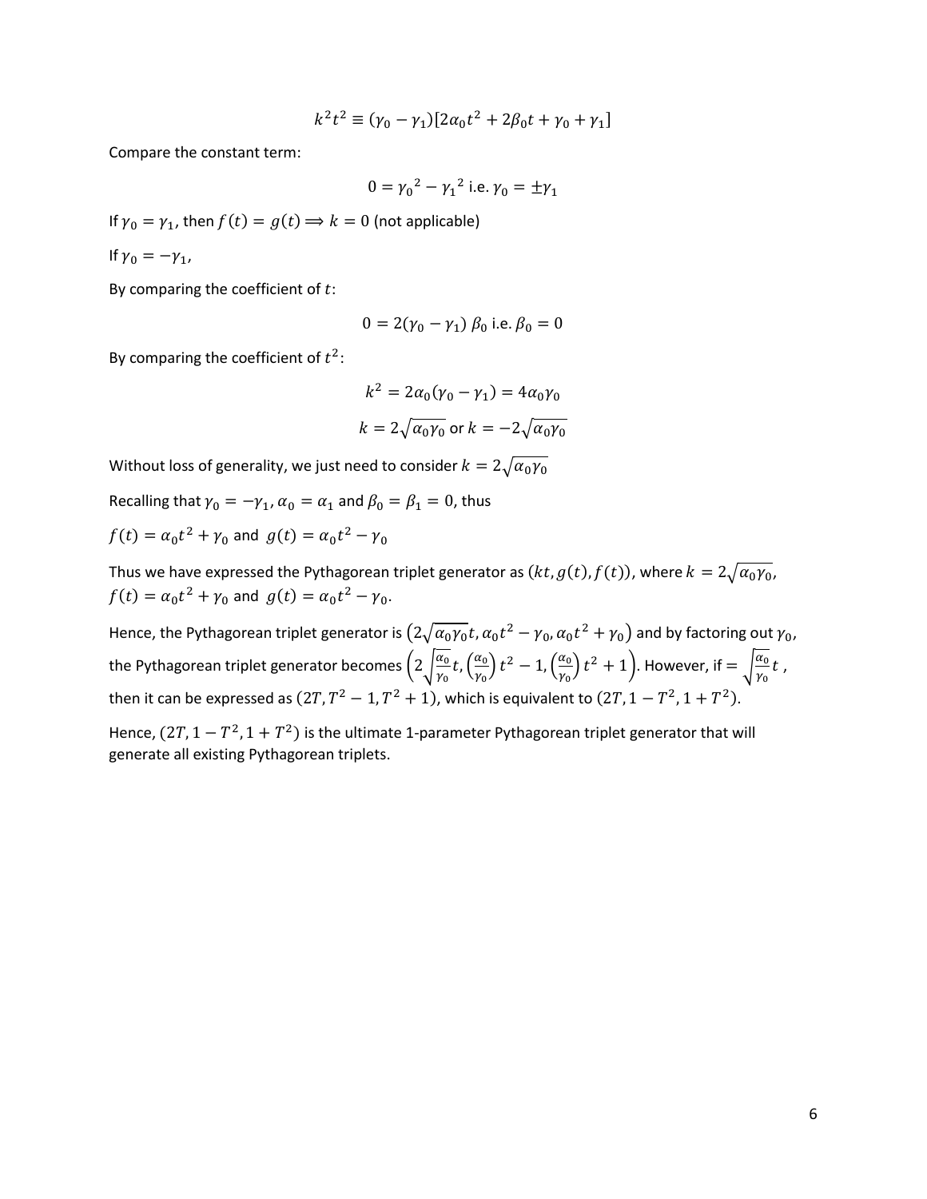$$k^2t^2 \equiv (\gamma_0 - \gamma_1)[2\alpha_0 t^2 + 2\beta_0 t + \gamma_0 + \gamma_1]$$

Compare the constant term:

$$0 = {\gamma_0}^2 - {\gamma_1}^2 \text{ i.e. } \gamma_0 = \pm\gamma_1$$

If $\gamma_0 = \gamma_1$, then $f(t) = g(t) \Longrightarrow k = 0$ (not applicable)

If $\gamma_0 = -\gamma_1$,

By comparing the coefficient of $t$:

$$0 = 2(\gamma_0 - \gamma_1)\,\beta_0 \text{ i.e. } \beta_0 = 0$$

By comparing the coefficient of $t^2$:

$$k^2 = 2\alpha_0(\gamma_0 - \gamma_1) = 4\alpha_0\gamma_0$$

$$k = 2\sqrt{\alpha_0\gamma_0} \text{ or } k = -2\sqrt{\alpha_0\gamma_0}$$

Without loss of generality, we just need to consider $k = 2\sqrt{\alpha_0\gamma_0}$

Recalling that $\gamma_0 = -\gamma_1$, $\alpha_0 = \alpha_1$ and $\beta_0 = \beta_1 = 0$, thus

$f(t) = \alpha_0 t^2 + \gamma_0$ and $g(t) = \alpha_0 t^2 - \gamma_0$

Thus we have expressed the Pythagorean triplet generator as $(kt, g(t), f(t))$, where $k = 2\sqrt{\alpha_0\gamma_0}$, $f(t) = \alpha_0 t^2 + \gamma_0$ and $g(t) = \alpha_0 t^2 - \gamma_0$.

Hence, the Pythagorean triplet generator is $\left(2\sqrt{\alpha_0\gamma_0}t, \alpha_0 t^2 - \gamma_0, \alpha_0 t^2 + \gamma_0\right)$ and by factoring out $\gamma_0$, the Pythagorean triplet generator becomes $\left(2\sqrt{\frac{\alpha_0}{\gamma_0}}t, \left(\frac{\alpha_0}{\gamma_0}\right)t^2 - 1, \left(\frac{\alpha_0}{\gamma_0}\right)t^2 + 1\right)$. However, if $= \sqrt{\frac{\alpha_0}{\gamma_0}}t$ , then it can be expressed as $(2T, T^2 - 1, T^2 + 1)$, which is equivalent to $(2T, 1 - T^2, 1 + T^2)$.

Hence, $(2T, 1 - T^2, 1 + T^2)$ is the ultimate 1-parameter Pythagorean triplet generator that will generate all existing Pythagorean triplets.